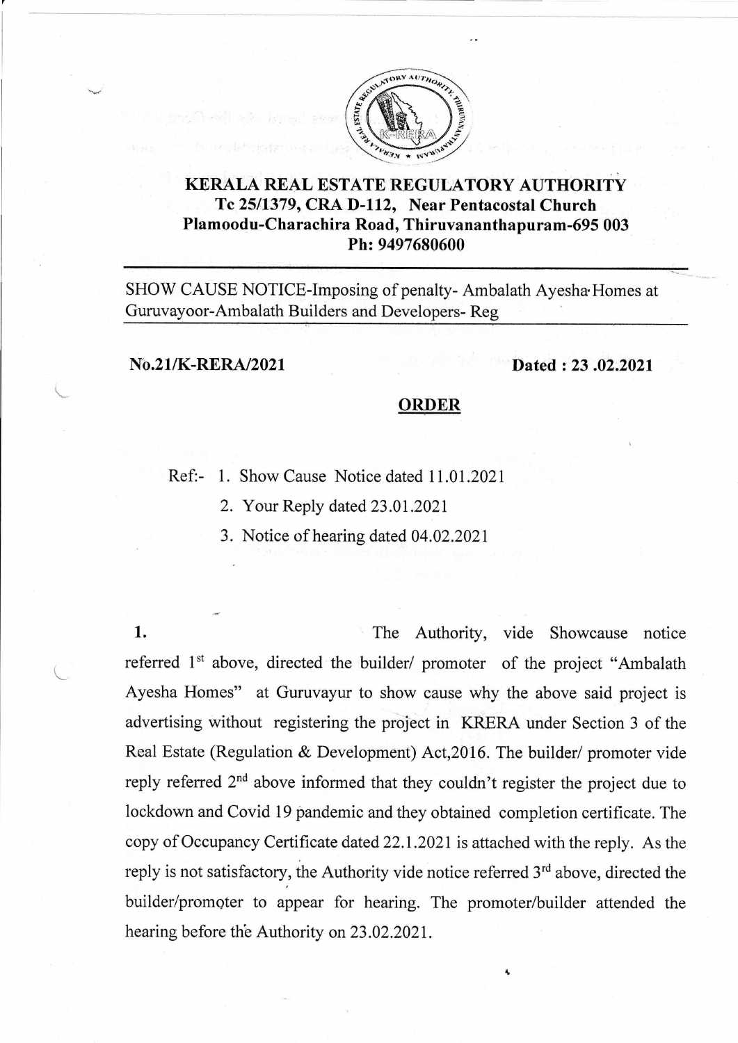# KERALA REAL ESTATE REGULATORY AUTHORITY

**Tc 25/1379, CRA D-112, Near Pentacostal Church**
**Plamoodu-Charachira Road, Thiruvananthapuram-695 003**
**Ph: 9497680600**

---

SHOW CAUSE NOTICE-Imposing of penalty- Ambalath Ayesha Homes at Guruvayoor-Ambalath Builders and Developers- Reg

---

**No.21/K-RERA/2021** **Dated : 23 .02.2021**

## ORDER

Ref:- 1. Show Cause Notice dated 11.01.2021

2. Your Reply dated 23.01.2021

3. Notice of hearing dated 04.02.2021

**1.** The Authority, vide Showcause notice referred 1st above, directed the builder/ promoter of the project "Ambalath Ayesha Homes" at Guruvayur to show cause why the above said project is advertising without registering the project in KRERA under Section 3 of the Real Estate (Regulation & Development) Act,2016. The builder/ promoter vide reply referred 2nd above informed that they couldn't register the project due to lockdown and Covid 19 pandemic and they obtained completion certificate. The copy of Occupancy Certificate dated 22.1.2021 is attached with the reply. As the reply is not satisfactory, the Authority vide notice referred 3rd above, directed the builder/promoter to appear for hearing. The promoter/builder attended the hearing before the Authority on 23.02.2021.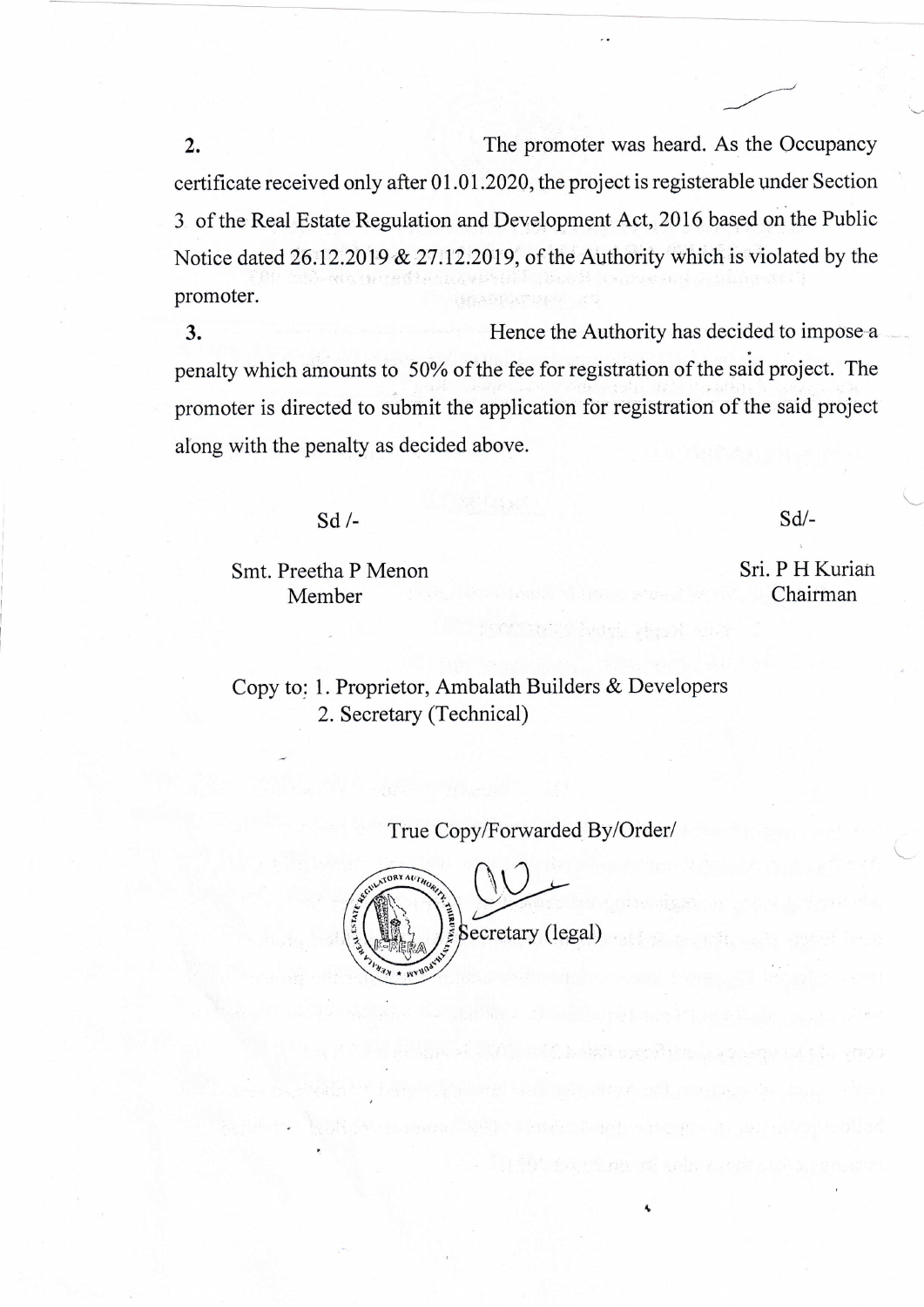**2.** The promoter was heard. As the Occupancy certificate received only after 01.01.2020, the project is registerable under Section 3 of the Real Estate Regulation and Development Act, 2016 based on the Public Notice dated 26.12.2019 & 27.12.2019, of the Authority which is violated by the promoter.

**3.** Hence the Authority has decided to impose a penalty which amounts to 50% of the fee for registration of the said project. The promoter is directed to submit the application for registration of the said project along with the penalty as decided above.

Sd /-

Smt. Preetha P Menon
Member

Sd/-

Sri. P H Kurian
Chairman

Copy to: 1. Proprietor, Ambalath Builders & Developers
2. Secretary (Technical)

True Copy/Forwarded By/Order/

Secretary (legal)